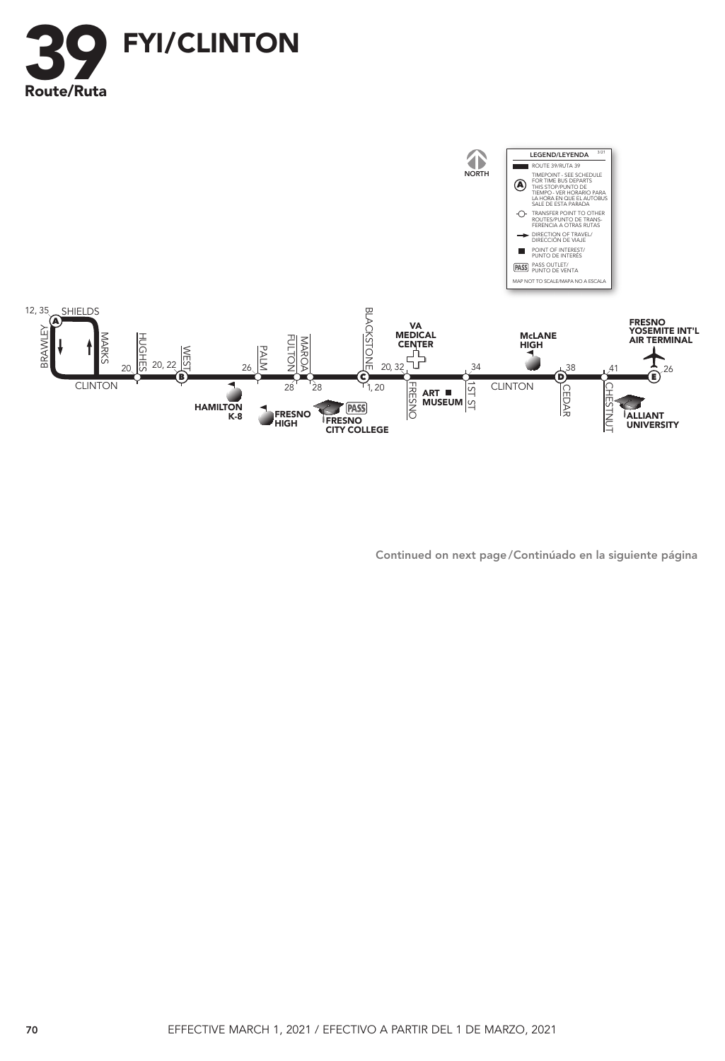# 39 FYI/CLINTON

Route/Ruta

NORTH

**LEGEND/LEYENDA** 3/21

- ROUTE 39/RUTA 39
- (A) TIMEPOINT - SEE SCHEDULE FOR TIME BUS DEPARTS THIS STOP/PUNTO DE TIEMPO - VER HORARIO PARA LA HORA EN QUE EL AUTOBUS SALE DE ESTA PARADA
- TRANSFER POINT TO OTHER ROUTES/PUNTO DE TRANSFERENCIA A OTRAS RUTAS
- DIRECTION OF TRAVEL/DIRECCIÓN DE VIAJE
- POINT OF INTEREST/PUNTO DE INTERÉS
- PASS OUTLET/PUNTO DE VENTA

MAP NOT TO SCALE/MAPA NO A ESCALA

12, 35 SHIELDS (A) — BRAWLEY — MARKS — CLINTON — 20 HUGHES — 20, 22 WEST (B) — 26 PALM — 28 FULTON — 28 MAROA — BLACKSTONE (C) 1, 20 — 20, 32 FRESNO — 34 1ST ST — CLINTON — 38 CEDAR (D) — 41 CHESTNUT — (E) 26

HAMILTON K-8

FRESNO HIGH

FRESNO CITY COLLEGE

PASS

VA MEDICAL CENTER

ART MUSEUM

McLANE HIGH

ALLIANT UNIVERSITY

FRESNO YOSEMITE INT'L AIR TERMINAL

Continued on next page/Continúado en la siguiente página

EFFECTIVE MARCH 1, 2021 / EFECTIVO A PARTIR DEL 1 DE MARZO, 2021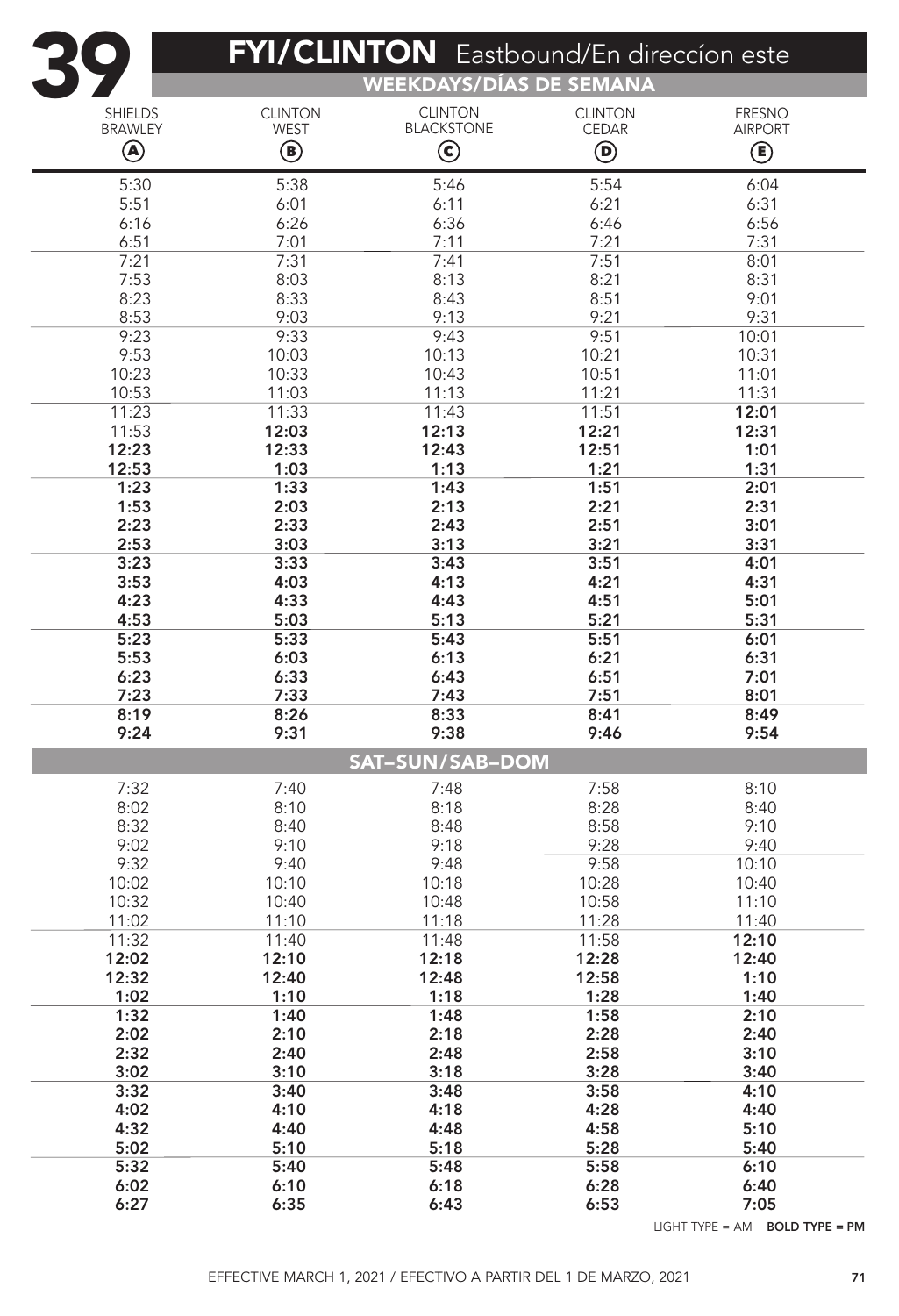# 39 FYI/CLINTON Eastbound/En direccíon este

## WEEKDAYS/DÍAS DE SEMANA

| SHIELDS BRAWLEY (A) | CLINTON WEST (B) | CLINTON BLACKSTONE (C) | CLINTON CEDAR (D) | FRESNO AIRPORT (E) |
|---|---|---|---|---|
| 5:30 | 5:38 | 5:46 | 5:54 | 6:04 |
| 5:51 | 6:01 | 6:11 | 6:21 | 6:31 |
| 6:16 | 6:26 | 6:36 | 6:46 | 6:56 |
| 6:51 | 7:01 | 7:11 | 7:21 | 7:31 |
| 7:21 | 7:31 | 7:41 | 7:51 | 8:01 |
| 7:53 | 8:03 | 8:13 | 8:21 | 8:31 |
| 8:23 | 8:33 | 8:43 | 8:51 | 9:01 |
| 8:53 | 9:03 | 9:13 | 9:21 | 9:31 |
| 9:23 | 9:33 | 9:43 | 9:51 | 10:01 |
| 9:53 | 10:03 | 10:13 | 10:21 | 10:31 |
| 10:23 | 10:33 | 10:43 | 10:51 | 11:01 |
| 10:53 | 11:03 | 11:13 | 11:21 | 11:31 |
| 11:23 | 11:33 | 11:43 | 11:51 | **12:01** |
| 11:53 | **12:03** | **12:13** | **12:21** | **12:31** |
| **12:23** | **12:33** | **12:43** | **12:51** | **1:01** |
| **12:53** | **1:03** | **1:13** | **1:21** | **1:31** |
| **1:23** | **1:33** | **1:43** | **1:51** | **2:01** |
| **1:53** | **2:03** | **2:13** | **2:21** | **2:31** |
| **2:23** | **2:33** | **2:43** | **2:51** | **3:01** |
| **2:53** | **3:03** | **3:13** | **3:21** | **3:31** |
| **3:23** | **3:33** | **3:43** | **3:51** | **4:01** |
| **3:53** | **4:03** | **4:13** | **4:21** | **4:31** |
| **4:23** | **4:33** | **4:43** | **4:51** | **5:01** |
| **4:53** | **5:03** | **5:13** | **5:21** | **5:31** |
| **5:23** | **5:33** | **5:43** | **5:51** | **6:01** |
| **5:53** | **6:03** | **6:13** | **6:21** | **6:31** |
| **6:23** | **6:33** | **6:43** | **6:51** | **7:01** |
| **7:23** | **7:33** | **7:43** | **7:51** | **8:01** |
| **8:19** | **8:26** | **8:33** | **8:41** | **8:49** |
| **9:24** | **9:31** | **9:38** | **9:46** | **9:54** |

## SAT–SUN/SAB–DOM

| SHIELDS BRAWLEY (A) | CLINTON WEST (B) | CLINTON BLACKSTONE (C) | CLINTON CEDAR (D) | FRESNO AIRPORT (E) |
|---|---|---|---|---|
| 7:32 | 7:40 | 7:48 | 7:58 | 8:10 |
| 8:02 | 8:10 | 8:18 | 8:28 | 8:40 |
| 8:32 | 8:40 | 8:48 | 8:58 | 9:10 |
| 9:02 | 9:10 | 9:18 | 9:28 | 9:40 |
| 9:32 | 9:40 | 9:48 | 9:58 | 10:10 |
| 10:02 | 10:10 | 10:18 | 10:28 | 10:40 |
| 10:32 | 10:40 | 10:48 | 10:58 | 11:10 |
| 11:02 | 11:10 | 11:18 | 11:28 | 11:40 |
| 11:32 | 11:40 | 11:48 | 11:58 | **12:10** |
| **12:02** | **12:10** | **12:18** | **12:28** | **12:40** |
| **12:32** | **12:40** | **12:48** | **12:58** | **1:10** |
| **1:02** | **1:10** | **1:18** | **1:28** | **1:40** |
| **1:32** | **1:40** | **1:48** | **1:58** | **2:10** |
| **2:02** | **2:10** | **2:18** | **2:28** | **2:40** |
| **2:32** | **2:40** | **2:48** | **2:58** | **3:10** |
| **3:02** | **3:10** | **3:18** | **3:28** | **3:40** |
| **3:32** | **3:40** | **3:48** | **3:58** | **4:10** |
| **4:02** | **4:10** | **4:18** | **4:28** | **4:40** |
| **4:32** | **4:40** | **4:48** | **4:58** | **5:10** |
| **5:02** | **5:10** | **5:18** | **5:28** | **5:40** |
| **5:32** | **5:40** | **5:48** | **5:58** | **6:10** |
| **6:02** | **6:10** | **6:18** | **6:28** | **6:40** |
| **6:27** | **6:35** | **6:43** | **6:53** | **7:05** |

LIGHT TYPE = AM **BOLD TYPE = PM**

EFFECTIVE MARCH 1, 2021 / EFECTIVO A PARTIR DEL 1 DE MARZO, 2021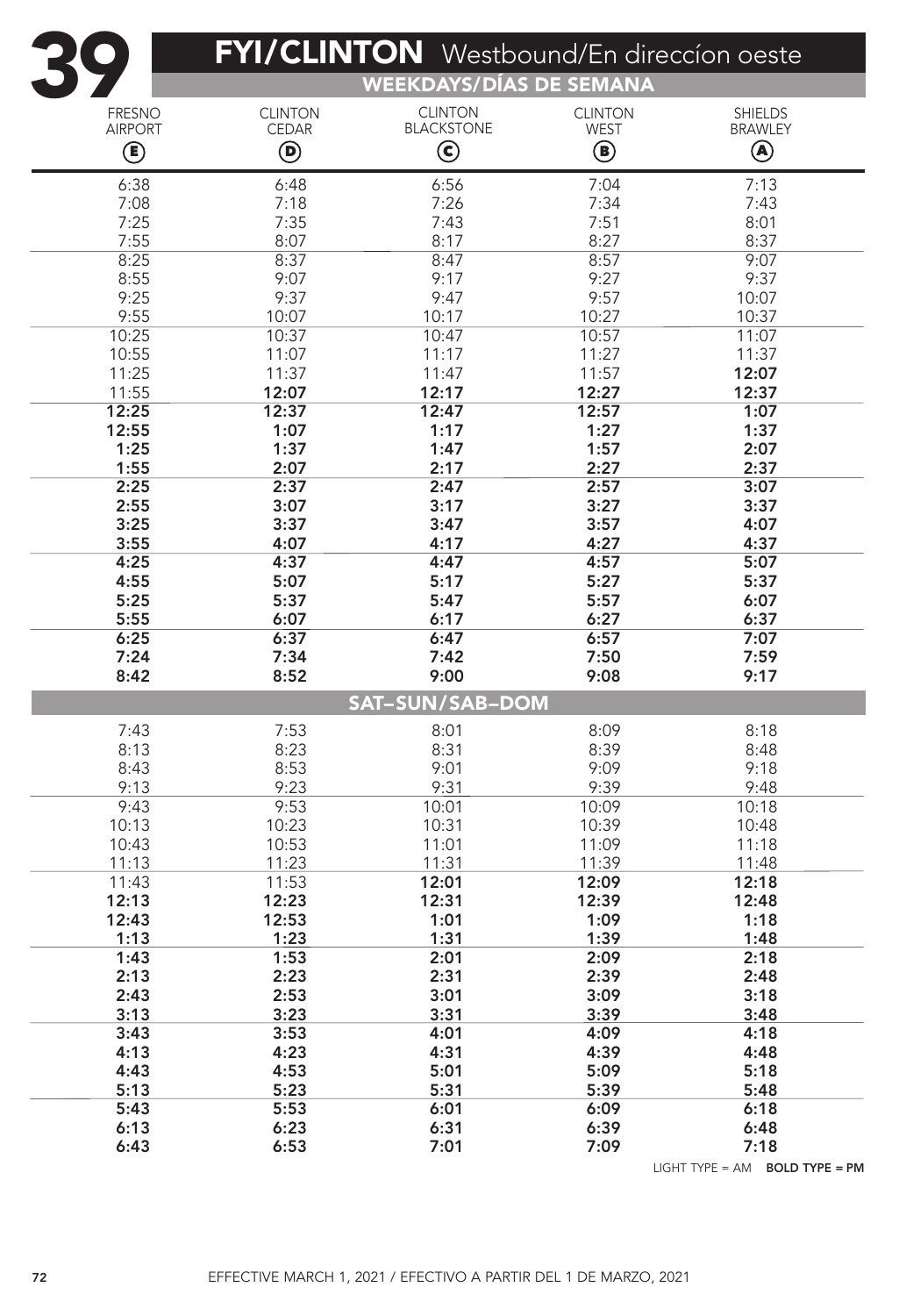# 39 FYI/CLINTON Westbound/En direccíon oeste

## WEEKDAYS/DÍAS DE SEMANA

| FRESNO AIRPORT (E) | CLINTON CEDAR (D) | CLINTON BLACKSTONE (C) | CLINTON WEST (B) | SHIELDS BRAWLEY (A) |
|---|---|---|---|---|
| 6:38 | 6:48 | 6:56 | 7:04 | 7:13 |
| 7:08 | 7:18 | 7:26 | 7:34 | 7:43 |
| 7:25 | 7:35 | 7:43 | 7:51 | 8:01 |
| 7:55 | 8:07 | 8:17 | 8:27 | 8:37 |
| 8:25 | 8:37 | 8:47 | 8:57 | 9:07 |
| 8:55 | 9:07 | 9:17 | 9:27 | 9:37 |
| 9:25 | 9:37 | 9:47 | 9:57 | 10:07 |
| 9:55 | 10:07 | 10:17 | 10:27 | 10:37 |
| 10:25 | 10:37 | 10:47 | 10:57 | 11:07 |
| 10:55 | 11:07 | 11:17 | 11:27 | 11:37 |
| 11:25 | 11:37 | 11:47 | 11:57 | **12:07** |
| 11:55 | **12:07** | **12:17** | **12:27** | **12:37** |
| **12:25** | **12:37** | **12:47** | **12:57** | **1:07** |
| **12:55** | **1:07** | **1:17** | **1:27** | **1:37** |
| **1:25** | **1:37** | **1:47** | **1:57** | **2:07** |
| **1:55** | **2:07** | **2:17** | **2:27** | **2:37** |
| **2:25** | **2:37** | **2:47** | **2:57** | **3:07** |
| **2:55** | **3:07** | **3:17** | **3:27** | **3:37** |
| **3:25** | **3:37** | **3:47** | **3:57** | **4:07** |
| **3:55** | **4:07** | **4:17** | **4:27** | **4:37** |
| **4:25** | **4:37** | **4:47** | **4:57** | **5:07** |
| **4:55** | **5:07** | **5:17** | **5:27** | **5:37** |
| **5:25** | **5:37** | **5:47** | **5:57** | **6:07** |
| **5:55** | **6:07** | **6:17** | **6:27** | **6:37** |
| **6:25** | **6:37** | **6:47** | **6:57** | **7:07** |
| **7:24** | **7:34** | **7:42** | **7:50** | **7:59** |
| **8:42** | **8:52** | **9:00** | **9:08** | **9:17** |

## SAT–SUN/SAB–DOM

| FRESNO AIRPORT (E) | CLINTON CEDAR (D) | CLINTON BLACKSTONE (C) | CLINTON WEST (B) | SHIELDS BRAWLEY (A) |
|---|---|---|---|---|
| 7:43 | 7:53 | 8:01 | 8:09 | 8:18 |
| 8:13 | 8:23 | 8:31 | 8:39 | 8:48 |
| 8:43 | 8:53 | 9:01 | 9:09 | 9:18 |
| 9:13 | 9:23 | 9:31 | 9:39 | 9:48 |
| 9:43 | 9:53 | 10:01 | 10:09 | 10:18 |
| 10:13 | 10:23 | 10:31 | 10:39 | 10:48 |
| 10:43 | 10:53 | 11:01 | 11:09 | 11:18 |
| 11:13 | 11:23 | 11:31 | 11:39 | 11:48 |
| 11:43 | 11:53 | **12:01** | **12:09** | **12:18** |
| **12:13** | **12:23** | **12:31** | **12:39** | **12:48** |
| **12:43** | **12:53** | **1:01** | **1:09** | **1:18** |
| **1:13** | **1:23** | **1:31** | **1:39** | **1:48** |
| **1:43** | **1:53** | **2:01** | **2:09** | **2:18** |
| **2:13** | **2:23** | **2:31** | **2:39** | **2:48** |
| **2:43** | **2:53** | **3:01** | **3:09** | **3:18** |
| **3:13** | **3:23** | **3:31** | **3:39** | **3:48** |
| **3:43** | **3:53** | **4:01** | **4:09** | **4:18** |
| **4:13** | **4:23** | **4:31** | **4:39** | **4:48** |
| **4:43** | **4:53** | **5:01** | **5:09** | **5:18** |
| **5:13** | **5:23** | **5:31** | **5:39** | **5:48** |
| **5:43** | **5:53** | **6:01** | **6:09** | **6:18** |
| **6:13** | **6:23** | **6:31** | **6:39** | **6:48** |
| **6:43** | **6:53** | **7:01** | **7:09** | **7:18** |

LIGHT TYPE = AM **BOLD TYPE = PM**

EFFECTIVE MARCH 1, 2021 / EFECTIVO A PARTIR DEL 1 DE MARZO, 2021